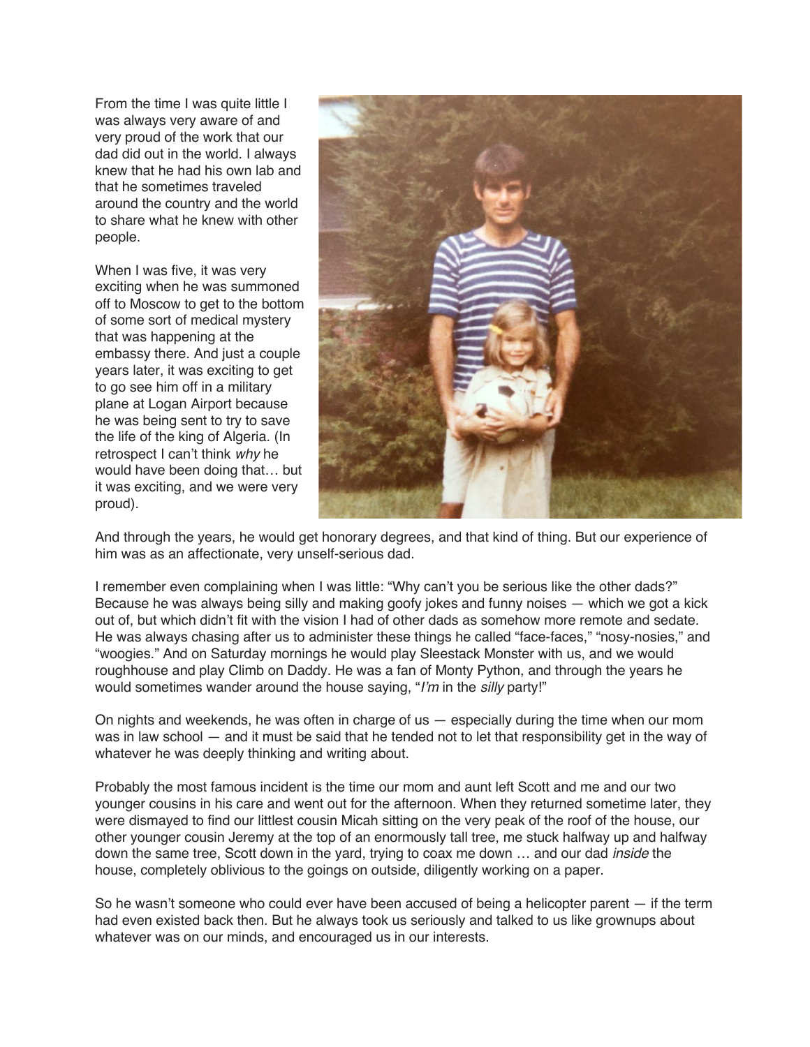From the time I was quite little I was always very aware of and very proud of the work that our dad did out in the world. I always knew that he had his own lab and that he sometimes traveled around the country and the world to share what he knew with other people.

When I was five, it was very exciting when he was summoned off to Moscow to get to the bottom of some sort of medical mystery that was happening at the embassy there. And just a couple years later, it was exciting to get to go see him off in a military plane at Logan Airport because he was being sent to try to save the life of the king of Algeria. (In retrospect I can't think *why* he would have been doing that… but it was exciting, and we were very proud).

And through the years, he would get honorary degrees, and that kind of thing. But our experience of him was as an affectionate, very unself-serious dad.

I remember even complaining when I was little: "Why can't you be serious like the other dads?" Because he was always being silly and making goofy jokes and funny noises — which we got a kick out of, but which didn't fit with the vision I had of other dads as somehow more remote and sedate. He was always chasing after us to administer these things he called "face-faces," "nosy-nosies," and "woogies." And on Saturday mornings he would play Sleestack Monster with us, and we would roughhouse and play Climb on Daddy. He was a fan of Monty Python, and through the years he would sometimes wander around the house saying, "*I'm* in the *silly* party!"

On nights and weekends, he was often in charge of us — especially during the time when our mom was in law school — and it must be said that he tended not to let that responsibility get in the way of whatever he was deeply thinking and writing about.

Probably the most famous incident is the time our mom and aunt left Scott and me and our two younger cousins in his care and went out for the afternoon. When they returned sometime later, they were dismayed to find our littlest cousin Micah sitting on the very peak of the roof of the house, our other younger cousin Jeremy at the top of an enormously tall tree, me stuck halfway up and halfway down the same tree, Scott down in the yard, trying to coax me down … and our dad *inside* the house, completely oblivious to the goings on outside, diligently working on a paper.

So he wasn't someone who could ever have been accused of being a helicopter parent — if the term had even existed back then. But he always took us seriously and talked to us like grownups about whatever was on our minds, and encouraged us in our interests.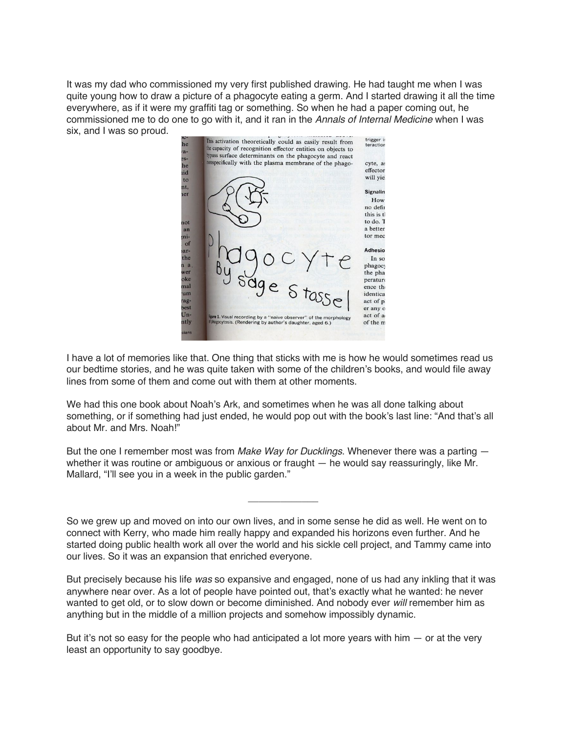It was my dad who commissioned my very first published drawing. He had taught me when I was quite young how to draw a picture of a phagocyte eating a germ. And I started drawing it all the time everywhere, as if it were my graffiti tag or something. So when he had a paper coming out, he commissioned me to do one to go with it, and it ran in the *Annals of Internal Medicine* when I was six, and I was so proud.

I have a lot of memories like that. One thing that sticks with me is how he would sometimes read us our bedtime stories, and he was quite taken with some of the children's books, and would file away lines from some of them and come out with them at other moments.

We had this one book about Noah's Ark, and sometimes when he was all done talking about something, or if something had just ended, he would pop out with the book's last line: "And that's all about Mr. and Mrs. Noah!"

But the one I remember most was from *Make Way for Ducklings*. Whenever there was a parting — whether it was routine or ambiguous or anxious or fraught — he would say reassuringly, like Mr. Mallard, "I'll see you in a week in the public garden."

---

So we grew up and moved on into our own lives, and in some sense he did as well. He went on to connect with Kerry, who made him really happy and expanded his horizons even further. And he started doing public health work all over the world and his sickle cell project, and Tammy came into our lives. So it was an expansion that enriched everyone.

But precisely because his life *was* so expansive and engaged, none of us had any inkling that it was anywhere near over. As a lot of people have pointed out, that's exactly what he wanted: he never wanted to get old, or to slow down or become diminished. And nobody ever *will* remember him as anything but in the middle of a million projects and somehow impossibly dynamic.

But it's not so easy for the people who had anticipated a lot more years with him — or at the very least an opportunity to say goodbye.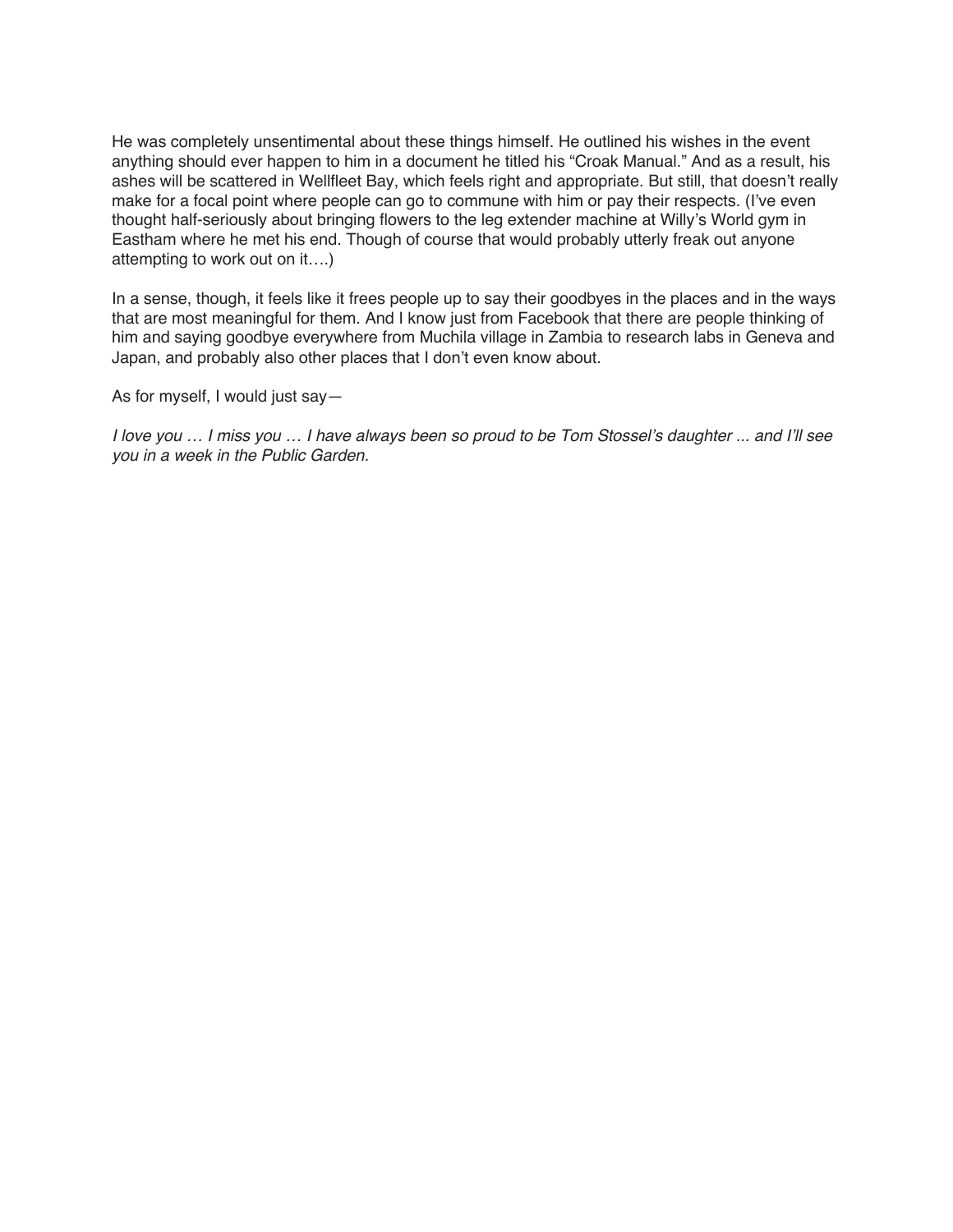He was completely unsentimental about these things himself. He outlined his wishes in the event anything should ever happen to him in a document he titled his "Croak Manual." And as a result, his ashes will be scattered in Wellfleet Bay, which feels right and appropriate. But still, that doesn't really make for a focal point where people can go to commune with him or pay their respects. (I've even thought half-seriously about bringing flowers to the leg extender machine at Willy's World gym in Eastham where he met his end. Though of course that would probably utterly freak out anyone attempting to work out on it….)

In a sense, though, it feels like it frees people up to say their goodbyes in the places and in the ways that are most meaningful for them. And I know just from Facebook that there are people thinking of him and saying goodbye everywhere from Muchila village in Zambia to research labs in Geneva and Japan, and probably also other places that I don't even know about.

As for myself, I would just say—

*I love you … I miss you … I have always been so proud to be Tom Stossel's daughter ... and I'll see you in a week in the Public Garden.*